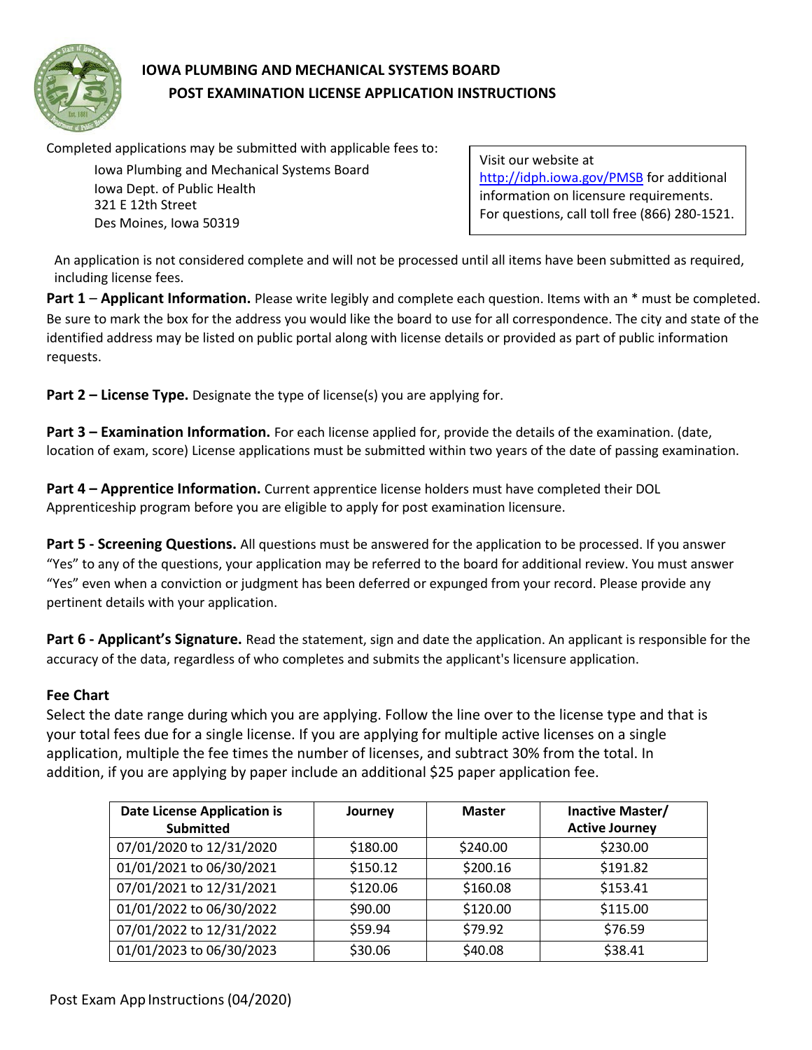# IOWA PLUMBING AND MECHANICAL SYSTEMS BOARD
## POST EXAMINATION LICENSE APPLICATION INSTRUCTIONS

Completed applications may be submitted with applicable fees to:

Iowa Plumbing and Mechanical Systems Board
Iowa Dept. of Public Health
321 E 12th Street
Des Moines, Iowa 50319

Visit our website at http://idph.iowa.gov/PMSB for additional information on licensure requirements. For questions, call toll free (866) 280-1521.

An application is not considered complete and will not be processed until all items have been submitted as required, including license fees.

**Part 1** – **Applicant Information.** Please write legibly and complete each question. Items with an * must be completed. Be sure to mark the box for the address you would like the board to use for all correspondence. The city and state of the identified address may be listed on public portal along with license details or provided as part of public information requests.

**Part 2 – License Type.** Designate the type of license(s) you are applying for.

**Part 3 – Examination Information.** For each license applied for, provide the details of the examination. (date, location of exam, score) License applications must be submitted within two years of the date of passing examination.

**Part 4 – Apprentice Information.** Current apprentice license holders must have completed their DOL Apprenticeship program before you are eligible to apply for post examination licensure.

**Part 5 - Screening Questions.** All questions must be answered for the application to be processed. If you answer "Yes" to any of the questions, your application may be referred to the board for additional review. You must answer "Yes" even when a conviction or judgment has been deferred or expunged from your record. Please provide any pertinent details with your application.

**Part 6 - Applicant's Signature.** Read the statement, sign and date the application. An applicant is responsible for the accuracy of the data, regardless of who completes and submits the applicant's licensure application.

### Fee Chart

Select the date range during which you are applying. Follow the line over to the license type and that is your total fees due for a single license. If you are applying for multiple active licenses on a single application, multiple the fee times the number of licenses, and subtract 30% from the total. In addition, if you are applying by paper include an additional $25 paper application fee.

| Date License Application is Submitted | Journey | Master | Inactive Master/ Active Journey |
|---|---|---|---|
| 07/01/2020 to 12/31/2020 | $180.00 | $240.00 | $230.00 |
| 01/01/2021 to 06/30/2021 | $150.12 | $200.16 | $191.82 |
| 07/01/2021 to 12/31/2021 | $120.06 | $160.08 | $153.41 |
| 01/01/2022 to 06/30/2022 | $90.00 | $120.00 | $115.00 |
| 07/01/2022 to 12/31/2022 | $59.94 | $79.92 | $76.59 |
| 01/01/2023 to 06/30/2023 | $30.06 | $40.08 | $38.41 |

Post Exam App Instructions (04/2020)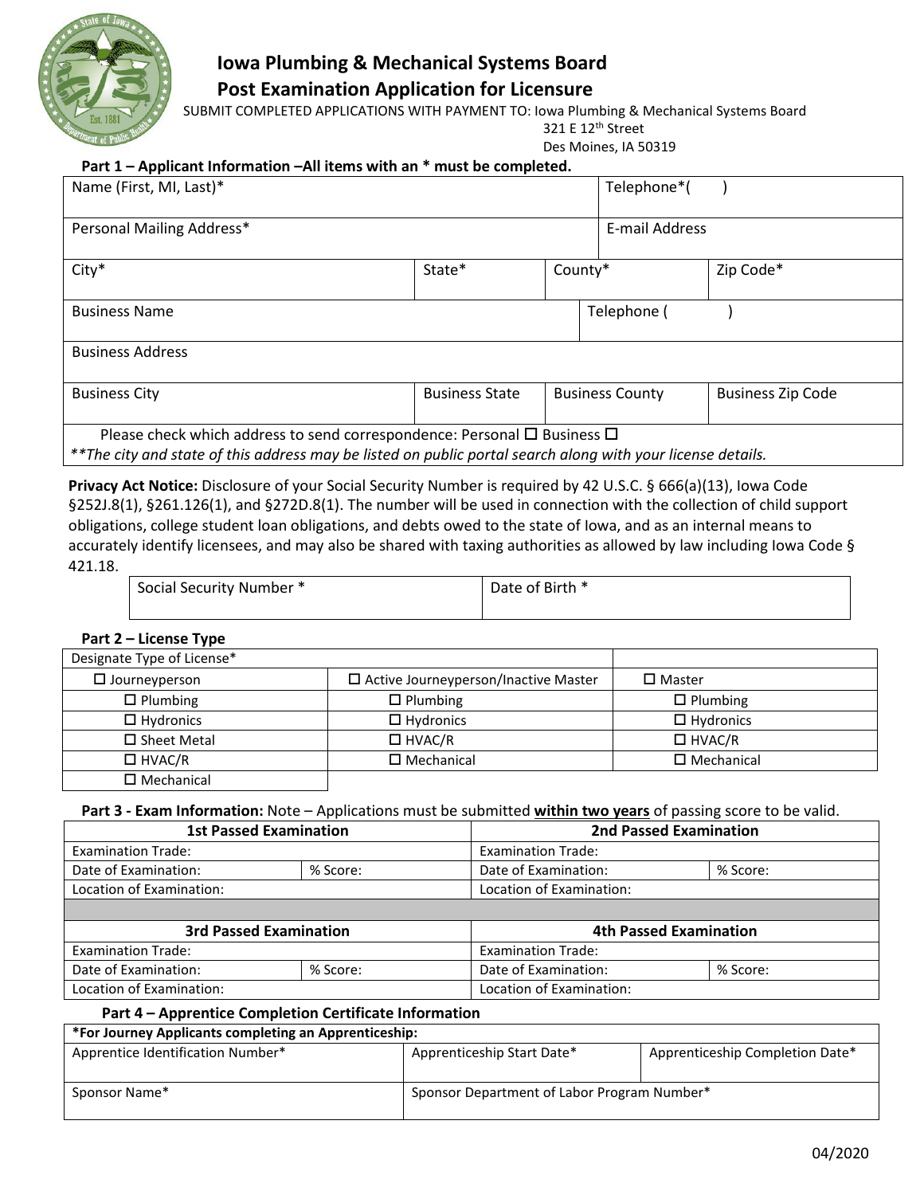# Iowa Plumbing & Mechanical Systems Board

## Post Examination Application for Licensure

SUBMIT COMPLETED APPLICATIONS WITH PAYMENT TO: Iowa Plumbing & Mechanical Systems Board
321 E 12th Street
Des Moines, IA 50319

**Part 1 – Applicant Information –All items with an * must be completed.**

| Name (First, MI, Last)* | | | Telephone*( ) |
|---|---|---|---|
| Personal Mailing Address* | | | E-mail Address |
| City* | State* | County* | Zip Code* |
| Business Name | | | Telephone ( ) |
| Business Address | | | |
| Business City | Business State | Business County | Business Zip Code |

Please check which address to send correspondence: Personal ☐ Business ☐

*\*\*The city and state of this address may be listed on public portal search along with your license details.*

**Privacy Act Notice:** Disclosure of your Social Security Number is required by 42 U.S.C. § 666(a)(13), Iowa Code §252J.8(1), §261.126(1), and §272D.8(1). The number will be used in connection with the collection of child support obligations, college student loan obligations, and debts owed to the state of Iowa, and as an internal means to accurately identify licensees, and may also be shared with taxing authorities as allowed by law including Iowa Code § 421.18.

| Social Security Number * | Date of Birth * |
|---|---|
| | |

**Part 2 – License Type**

| Designate Type of License* | | |
|---|---|---|
| ☐ Journeyperson | ☐ Active Journeyperson/Inactive Master | ☐ Master |
| ☐ Plumbing | ☐ Plumbing | ☐ Plumbing |
| ☐ Hydronics | ☐ Hydronics | ☐ Hydronics |
| ☐ Sheet Metal | ☐ HVAC/R | ☐ HVAC/R |
| ☐ HVAC/R | ☐ Mechanical | ☐ Mechanical |
| ☐ Mechanical | | |

**Part 3 - Exam Information:** Note – Applications must be submitted **within two years** of passing score to be valid.

| 1st Passed Examination | | 2nd Passed Examination | |
|---|---|---|---|
| Examination Trade: | | Examination Trade: | |
| Date of Examination: | % Score: | Date of Examination: | % Score: |
| Location of Examination: | | Location of Examination: | |
| **3rd Passed Examination** | | **4th Passed Examination** | |
| Examination Trade: | | Examination Trade: | |
| Date of Examination: | % Score: | Date of Examination: | % Score: |
| Location of Examination: | | Location of Examination: | |

**Part 4 – Apprentice Completion Certificate Information**

| *For Journey Applicants completing an Apprenticeship: | | |
|---|---|---|
| Apprentice Identification Number* | Apprenticeship Start Date* | Apprenticeship Completion Date* |
| Sponsor Name* | Sponsor Department of Labor Program Number* | |

04/2020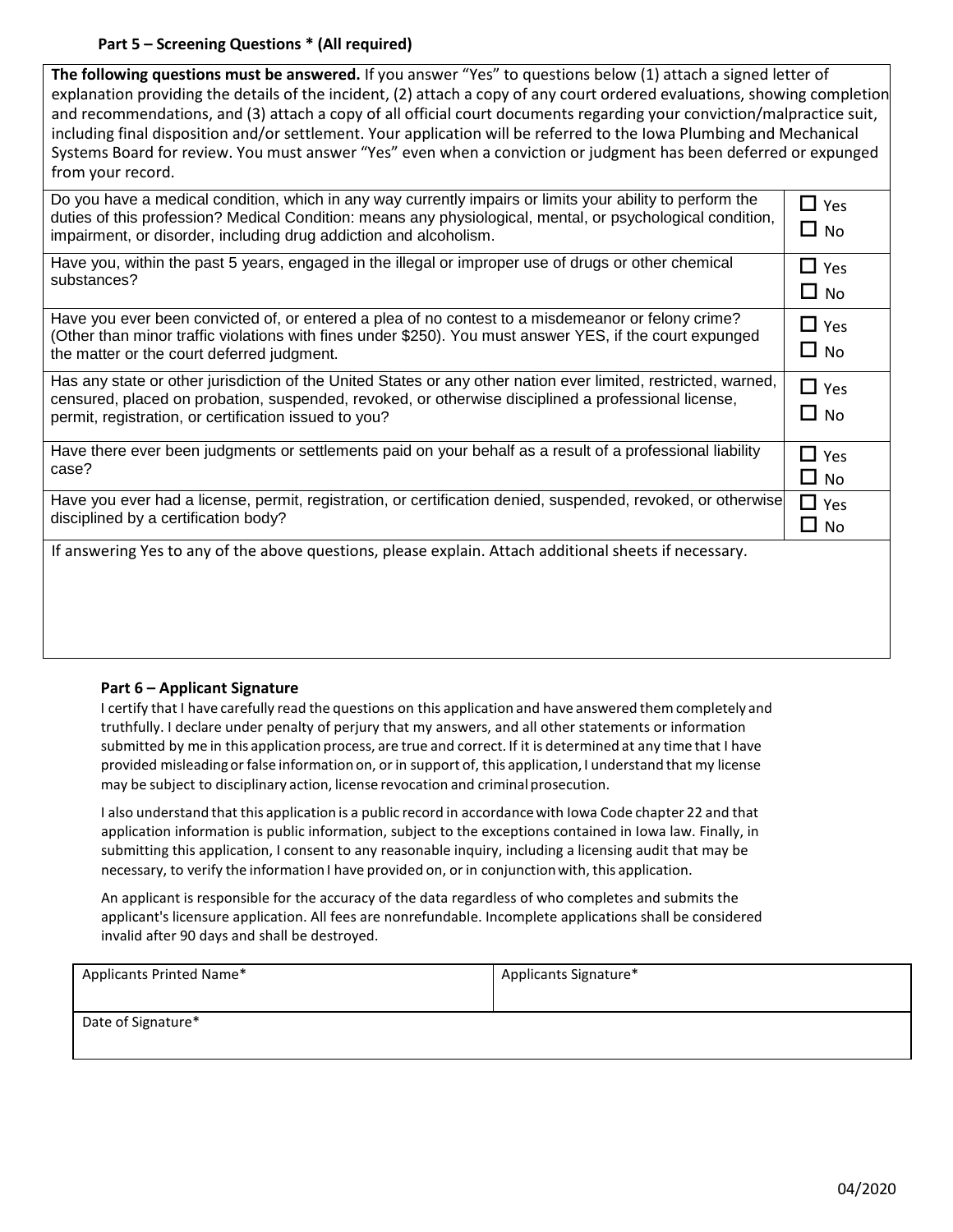### Part 5 – Screening Questions * (All required)

**The following questions must be answered.** If you answer "Yes" to questions below (1) attach a signed letter of explanation providing the details of the incident, (2) attach a copy of any court ordered evaluations, showing completion and recommendations, and (3) attach a copy of all official court documents regarding your conviction/malpractice suit, including final disposition and/or settlement. Your application will be referred to the Iowa Plumbing and Mechanical Systems Board for review. You must answer "Yes" even when a conviction or judgment has been deferred or expunged from your record.

| | |
|---|---|
| Do you have a medical condition, which in any way currently impairs or limits your ability to perform the duties of this profession? Medical Condition: means any physiological, mental, or psychological condition, impairment, or disorder, including drug addiction and alcoholism. | ☐ Yes ☐ No |
| Have you, within the past 5 years, engaged in the illegal or improper use of drugs or other chemical substances? | ☐ Yes ☐ No |
| Have you ever been convicted of, or entered a plea of no contest to a misdemeanor or felony crime? (Other than minor traffic violations with fines under $250). You must answer YES, if the court expunged the matter or the court deferred judgment. | ☐ Yes ☐ No |
| Has any state or other jurisdiction of the United States or any other nation ever limited, restricted, warned, censured, placed on probation, suspended, revoked, or otherwise disciplined a professional license, permit, registration, or certification issued to you? | ☐ Yes ☐ No |
| Have there ever been judgments or settlements paid on your behalf as a result of a professional liability case? | ☐ Yes ☐ No |
| Have you ever had a license, permit, registration, or certification denied, suspended, revoked, or otherwise disciplined by a certification body? | ☐ Yes ☐ No |

If answering Yes to any of the above questions, please explain. Attach additional sheets if necessary.

### Part 6 – Applicant Signature

I certify that I have carefully read the questions on this application and have answered them completely and truthfully. I declare under penalty of perjury that my answers, and all other statements or information submitted by me in this application process, are true and correct. If it is determined at any time that I have provided misleading or false information on, or in support of, this application, I understand that my license may be subject to disciplinary action, license revocation and criminal prosecution.

I also understand that this application is a public record in accordance with Iowa Code chapter 22 and that application information is public information, subject to the exceptions contained in Iowa law. Finally, in submitting this application, I consent to any reasonable inquiry, including a licensing audit that may be necessary, to verify the information I have provided on, or in conjunction with, this application.

An applicant is responsible for the accuracy of the data regardless of who completes and submits the applicant's licensure application. All fees are nonrefundable. Incomplete applications shall be considered invalid after 90 days and shall be destroyed.

| | |
|---|---|
| Applicants Printed Name* | Applicants Signature* |
| Date of Signature* | |

04/2020